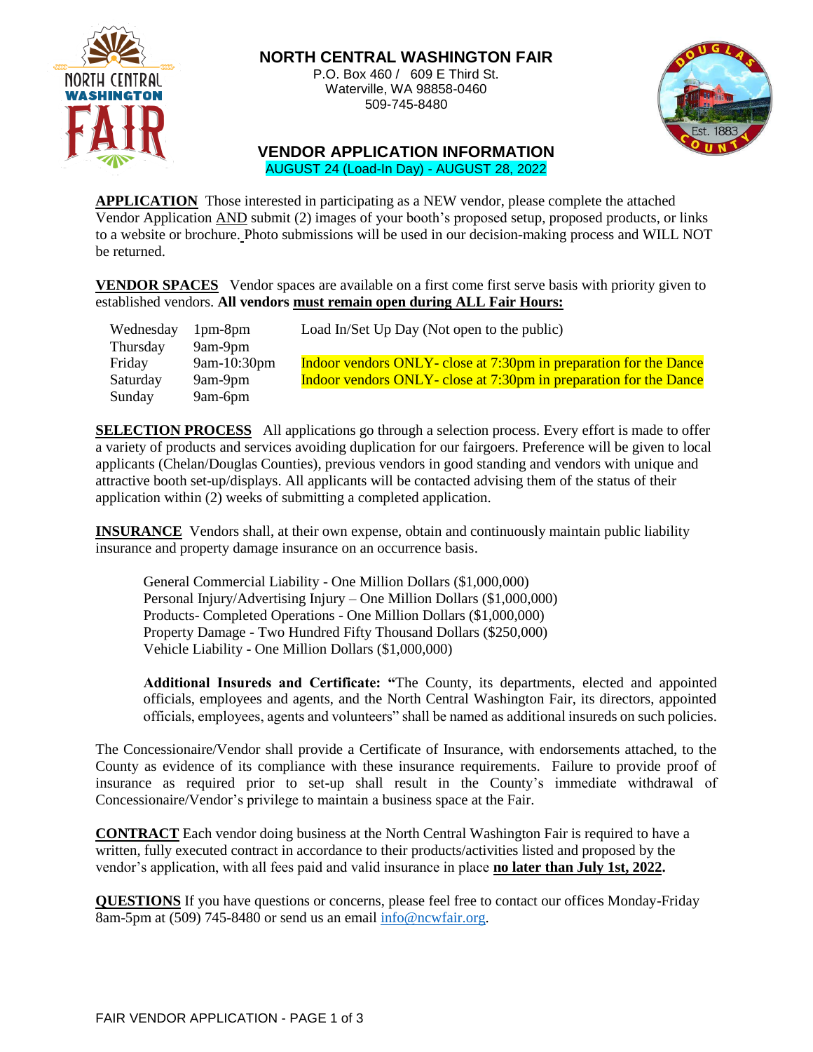# NORTH CENTRAL WASHINGTON FAIR

P.O. Box 460 / 609 E Third St.
Waterville, WA 98858-0460
509-745-8480

## VENDOR APPLICATION INFORMATION

AUGUST 24 (Load-In Day) - AUGUST 28, 2022

**APPLICATION** Those interested in participating as a NEW vendor, please complete the attached Vendor Application AND submit (2) images of your booth's proposed setup, proposed products, or links to a website or brochure. Photo submissions will be used in our decision-making process and WILL NOT be returned.

**VENDOR SPACES** Vendor spaces are available on a first come first serve basis with priority given to established vendors. **All vendors must remain open during ALL Fair Hours:**

| | | |
|---|---|---|
| Wednesday | 1pm-8pm | Load In/Set Up Day (Not open to the public) |
| Thursday | 9am-9pm | |
| Friday | 9am-10:30pm | Indoor vendors ONLY- close at 7:30pm in preparation for the Dance |
| Saturday | 9am-9pm | Indoor vendors ONLY- close at 7:30pm in preparation for the Dance |
| Sunday | 9am-6pm | |

**SELECTION PROCESS** All applications go through a selection process. Every effort is made to offer a variety of products and services avoiding duplication for our fairgoers. Preference will be given to local applicants (Chelan/Douglas Counties), previous vendors in good standing and vendors with unique and attractive booth set-up/displays. All applicants will be contacted advising them of the status of their application within (2) weeks of submitting a completed application.

**INSURANCE** Vendors shall, at their own expense, obtain and continuously maintain public liability insurance and property damage insurance on an occurrence basis.

General Commercial Liability - One Million Dollars ($1,000,000)
Personal Injury/Advertising Injury – One Million Dollars ($1,000,000)
Products- Completed Operations - One Million Dollars ($1,000,000)
Property Damage - Two Hundred Fifty Thousand Dollars ($250,000)
Vehicle Liability - One Million Dollars ($1,000,000)

**Additional Insureds and Certificate: "**The County, its departments, elected and appointed officials, employees and agents, and the North Central Washington Fair, its directors, appointed officials, employees, agents and volunteers" shall be named as additional insureds on such policies.

The Concessionaire/Vendor shall provide a Certificate of Insurance, with endorsements attached, to the County as evidence of its compliance with these insurance requirements. Failure to provide proof of insurance as required prior to set-up shall result in the County's immediate withdrawal of Concessionaire/Vendor's privilege to maintain a business space at the Fair.

**CONTRACT** Each vendor doing business at the North Central Washington Fair is required to have a written, fully executed contract in accordance to their products/activities listed and proposed by the vendor's application, with all fees paid and valid insurance in place **no later than July 1st, 2022.**

**QUESTIONS** If you have questions or concerns, please feel free to contact our offices Monday-Friday 8am-5pm at (509) 745-8480 or send us an email info@ncwfair.org.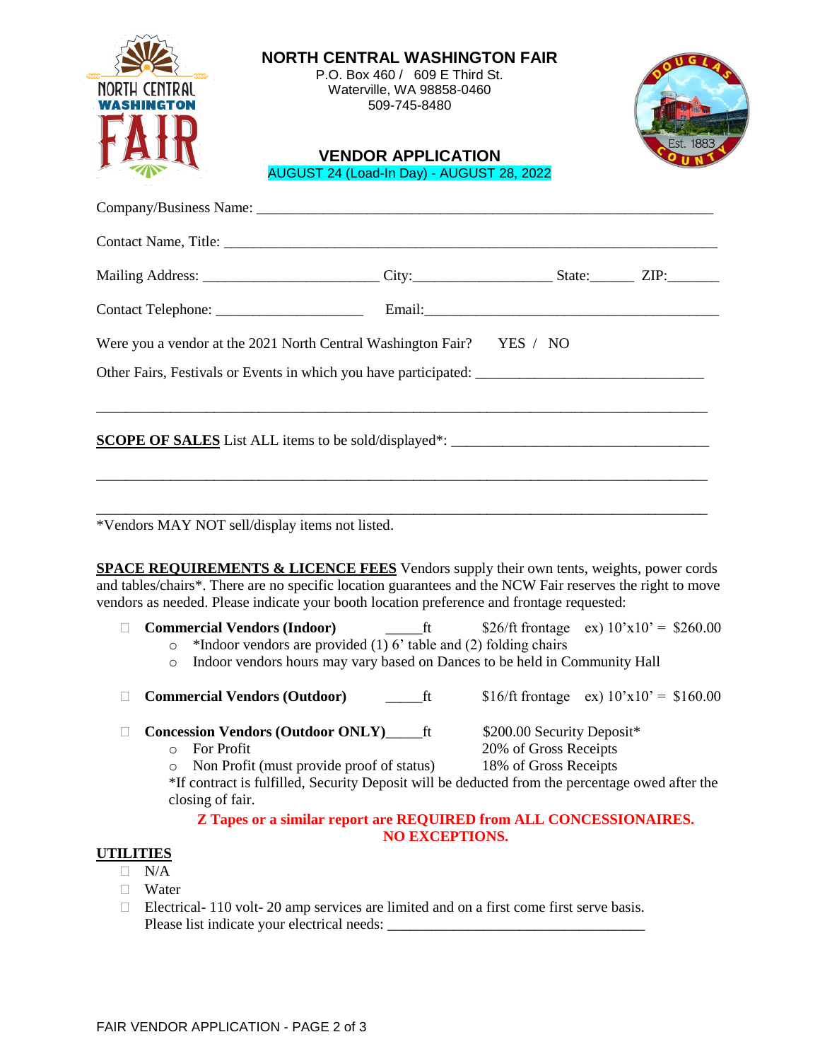# NORTH CENTRAL WASHINGTON FAIR

P.O. Box 460 / 609 E Third St.
Waterville, WA 98858-0460
509-745-8480

## VENDOR APPLICATION

AUGUST 24 (Load-In Day) - AUGUST 28, 2022

Company/Business Name: ______________________________________________________________

Contact Name, Title: ________________________________________________________________

Mailing Address: _______________________ City:__________________ State:______ ZIP:_______

Contact Telephone: ____________________ Email:________________________________________

Were you a vendor at the 2021 North Central Washington Fair? YES / NO

Other Fairs, Festivals or Events in which you have participated: ______________________________

_________________________________________________________________________________

**SCOPE OF SALES** List ALL items to be sold/displayed*: ___________________________________

_________________________________________________________________________________

_________________________________________________________________________________

*Vendors MAY NOT sell/display items not listed.

**SPACE REQUIREMENTS & LICENCE FEES** Vendors supply their own tents, weights, power cords and tables/chairs*. There are no specific location guarantees and the NCW Fair reserves the right to move vendors as needed. Please indicate your booth location preference and frontage requested:

- ☐ **Commercial Vendors (Indoor)** _____ft $26/ft frontage ex) 10'x10' = $260.00
  - *Indoor vendors are provided (1) 6' table and (2) folding chairs
  - Indoor vendors hours may vary based on Dances to be held in Community Hall
- ☐ **Commercial Vendors (Outdoor)** _____ft $16/ft frontage ex) 10'x10' = $160.00
- ☐ **Concession Vendors (Outdoor ONLY)**_____ft $200.00 Security Deposit*
  - For Profit 20% of Gross Receipts
  - Non Profit (must provide proof of status) 18% of Gross Receipts

  *If contract is fulfilled, Security Deposit will be deducted from the percentage owed after the closing of fair.

  **Z Tapes or a similar report are REQUIRED from ALL CONCESSIONAIRES. NO EXCEPTIONS.**

**UTILITIES**

- ☐ N/A
- ☐ Water
- ☐ Electrical- 110 volt- 20 amp services are limited and on a first come first serve basis.
  Please list indicate your electrical needs: ___________________________________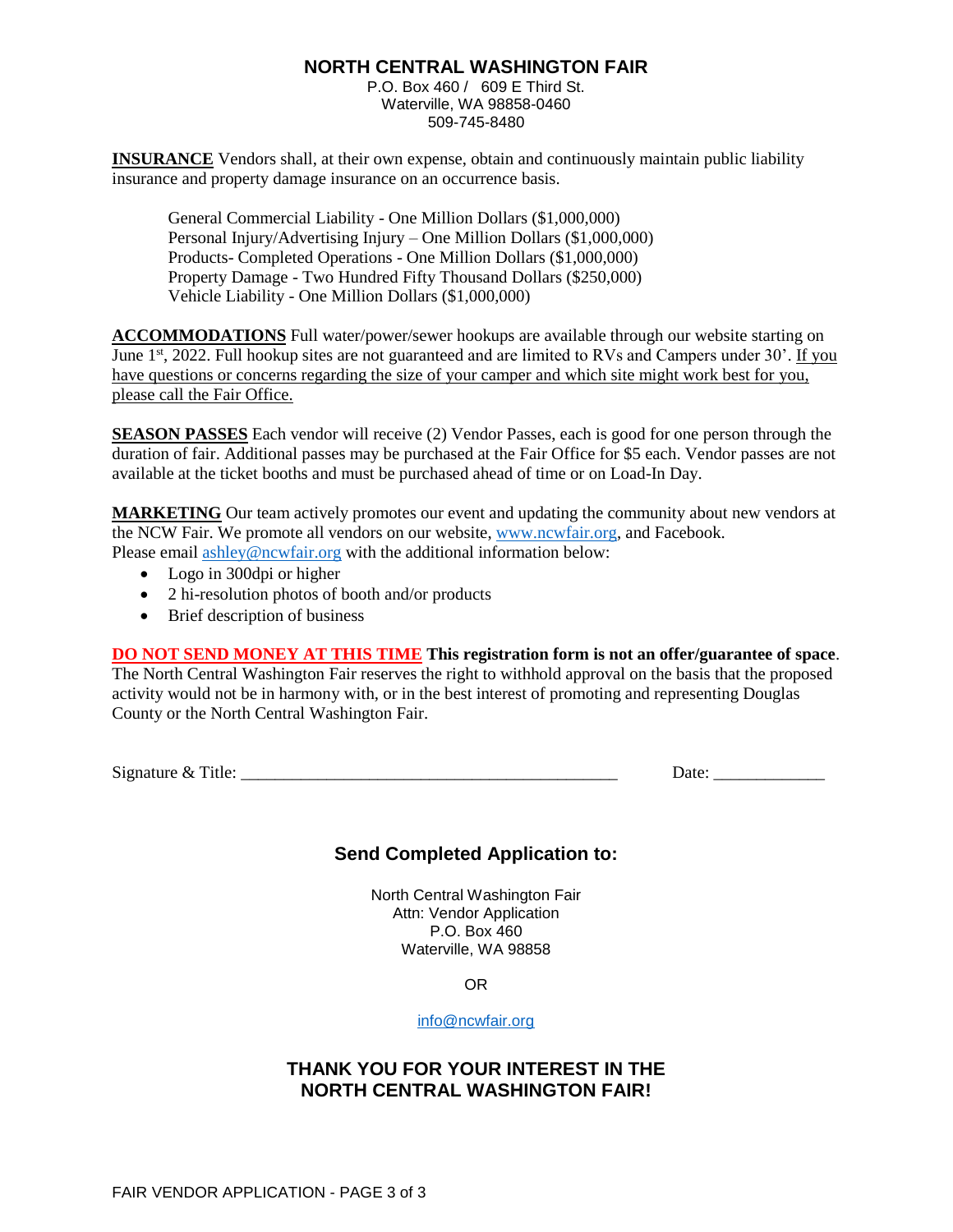# NORTH CENTRAL WASHINGTON FAIR

P.O. Box 460 / 609 E Third St.
Waterville, WA 98858-0460
509-745-8480

**INSURANCE** Vendors shall, at their own expense, obtain and continuously maintain public liability insurance and property damage insurance on an occurrence basis.

General Commercial Liability - One Million Dollars ($1,000,000)
Personal Injury/Advertising Injury – One Million Dollars ($1,000,000)
Products- Completed Operations - One Million Dollars ($1,000,000)
Property Damage - Two Hundred Fifty Thousand Dollars ($250,000)
Vehicle Liability - One Million Dollars ($1,000,000)

**ACCOMMODATIONS** Full water/power/sewer hookups are available through our website starting on June 1st, 2022. Full hookup sites are not guaranteed and are limited to RVs and Campers under 30'. If you have questions or concerns regarding the size of your camper and which site might work best for you, please call the Fair Office.

**SEASON PASSES** Each vendor will receive (2) Vendor Passes, each is good for one person through the duration of fair. Additional passes may be purchased at the Fair Office for $5 each. Vendor passes are not available at the ticket booths and must be purchased ahead of time or on Load-In Day.

**MARKETING** Our team actively promotes our event and updating the community about new vendors at the NCW Fair. We promote all vendors on our website, www.ncwfair.org, and Facebook.
Please email ashley@ncwfair.org with the additional information below:

- Logo in 300dpi or higher
- 2 hi-resolution photos of booth and/or products
- Brief description of business

**DO NOT SEND MONEY AT THIS TIME** **This registration form is not an offer/guarantee of space**. The North Central Washington Fair reserves the right to withhold approval on the basis that the proposed activity would not be in harmony with, or in the best interest of promoting and representing Douglas County or the North Central Washington Fair.

Signature & Title: ___________________________________________ Date: ____________

## Send Completed Application to:

North Central Washington Fair
Attn: Vendor Application
P.O. Box 460
Waterville, WA 98858

OR

info@ncwfair.org

## THANK YOU FOR YOUR INTEREST IN THE NORTH CENTRAL WASHINGTON FAIR!

FAIR VENDOR APPLICATION - PAGE 3 of 3